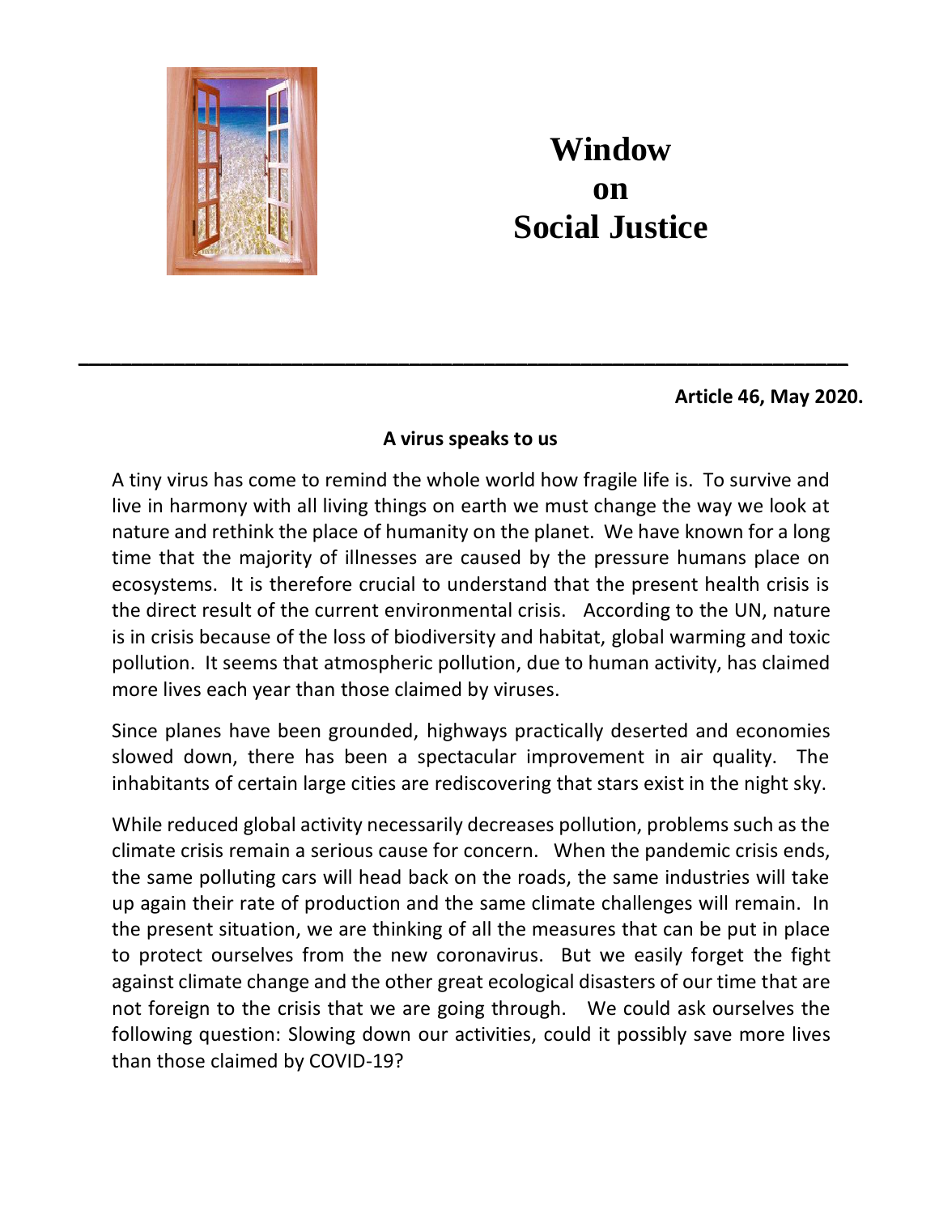# Window on Social Justice

**Article 46, May 2020.**

## A virus speaks to us

A tiny virus has come to remind the whole world how fragile life is. To survive and live in harmony with all living things on earth we must change the way we look at nature and rethink the place of humanity on the planet. We have known for a long time that the majority of illnesses are caused by the pressure humans place on ecosystems. It is therefore crucial to understand that the present health crisis is the direct result of the current environmental crisis. According to the UN, nature is in crisis because of the loss of biodiversity and habitat, global warming and toxic pollution. It seems that atmospheric pollution, due to human activity, has claimed more lives each year than those claimed by viruses.

Since planes have been grounded, highways practically deserted and economies slowed down, there has been a spectacular improvement in air quality. The inhabitants of certain large cities are rediscovering that stars exist in the night sky.

While reduced global activity necessarily decreases pollution, problems such as the climate crisis remain a serious cause for concern. When the pandemic crisis ends, the same polluting cars will head back on the roads, the same industries will take up again their rate of production and the same climate challenges will remain. In the present situation, we are thinking of all the measures that can be put in place to protect ourselves from the new coronavirus. But we easily forget the fight against climate change and the other great ecological disasters of our time that are not foreign to the crisis that we are going through. We could ask ourselves the following question: Slowing down our activities, could it possibly save more lives than those claimed by COVID-19?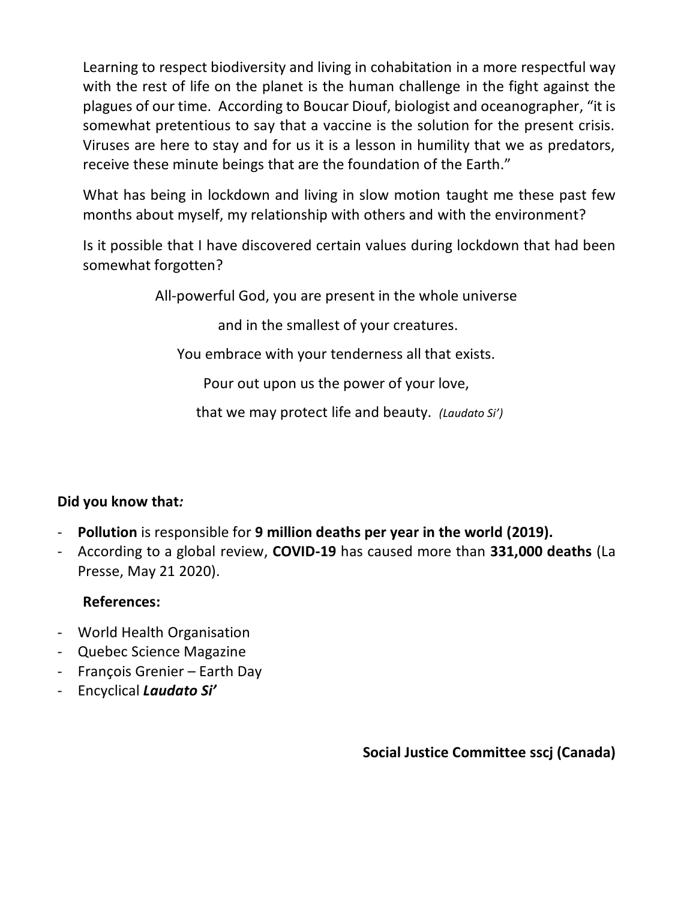Learning to respect biodiversity and living in cohabitation in a more respectful way with the rest of life on the planet is the human challenge in the fight against the plagues of our time. According to Boucar Diouf, biologist and oceanographer, "it is somewhat pretentious to say that a vaccine is the solution for the present crisis. Viruses are here to stay and for us it is a lesson in humility that we as predators, receive these minute beings that are the foundation of the Earth."

What has being in lockdown and living in slow motion taught me these past few months about myself, my relationship with others and with the environment?

Is it possible that I have discovered certain values during lockdown that had been somewhat forgotten?

All-powerful God, you are present in the whole universe

and in the smallest of your creatures.

You embrace with your tenderness all that exists.

Pour out upon us the power of your love,

that we may protect life and beauty. *(Laudato Si')*

**Did you know that*:***

- **Pollution** is responsible for **9 million deaths per year in the world (2019).**
- According to a global review, **COVID-19** has caused more than **331,000 deaths** (La Presse, May 21 2020).

**References:**

- World Health Organisation
- Quebec Science Magazine
- François Grenier – Earth Day
- Encyclical ***Laudato Si'***

**Social Justice Committee sscj (Canada)**